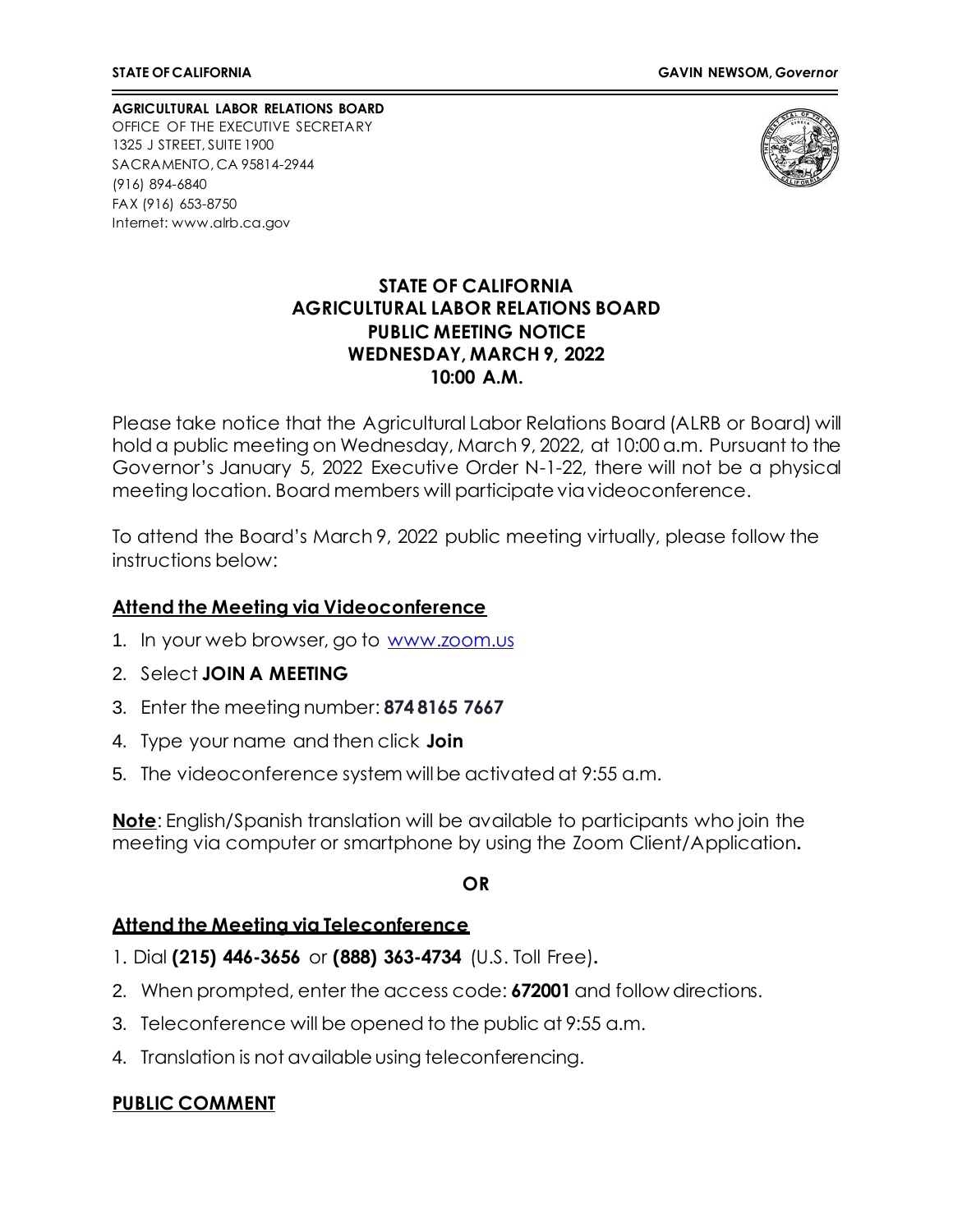**STATE OF CALIFORNIA** **GAVIN NEWSOM, *Governor***

**AGRICULTURAL LABOR RELATIONS BOARD**
OFFICE OF THE EXECUTIVE SECRETARY
1325 J STREET, SUITE 1900
SACRAMENTO, CA 95814-2944
(916) 894-6840
FAX (916) 653-8750
Internet: www.alrb.ca.gov

# STATE OF CALIFORNIA
# AGRICULTURAL LABOR RELATIONS BOARD
# PUBLIC MEETING NOTICE
# WEDNESDAY, MARCH 9, 2022
# 10:00 A.M.

Please take notice that the Agricultural Labor Relations Board (ALRB or Board) will hold a public meeting on Wednesday, March 9, 2022, at 10:00 a.m. Pursuant to the Governor's January 5, 2022 Executive Order N-1-22, there will not be a physical meeting location. Board members will participate via videoconference.

To attend the Board's March 9, 2022 public meeting virtually, please follow the instructions below:

## Attend the Meeting via Videoconference

1. In your web browser, go to www.zoom.us
2. Select **JOIN A MEETING**
3. Enter the meeting number: **874 8165 7667**
4. Type your name and then click **Join**
5. The videoconference system will be activated at 9:55 a.m.

**Note**: English/Spanish translation will be available to participants who join the meeting via computer or smartphone by using the Zoom Client/Application.

**OR**

## Attend the Meeting via Teleconference

1. Dial **(215) 446-3656** or **(888) 363-4734** (U.S. Toll Free).
2. When prompted, enter the access code: **672001** and follow directions.
3. Teleconference will be opened to the public at 9:55 a.m.
4. Translation is not available using teleconferencing.

## PUBLIC COMMENT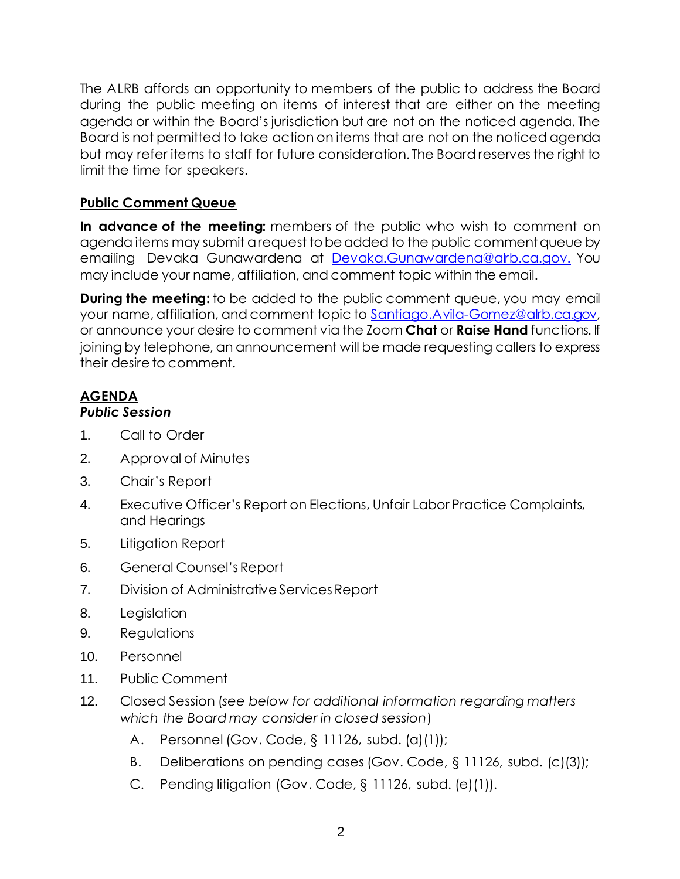The ALRB affords an opportunity to members of the public to address the Board during the public meeting on items of interest that are either on the meeting agenda or within the Board's jurisdiction but are not on the noticed agenda. The Board is not permitted to take action on items that are not on the noticed agenda but may refer items to staff for future consideration. The Board reserves the right to limit the time for speakers.

**Public Comment Queue**

**In advance of the meeting:** members of the public who wish to comment on agenda items may submit a request to be added to the public comment queue by emailing Devaka Gunawardena at Devaka.Gunawardena@alrb.ca.gov. You may include your name, affiliation, and comment topic within the email.

**During the meeting:** to be added to the public comment queue, you may email your name, affiliation, and comment topic to Santiago.Avila-Gomez@alrb.ca.gov, or announce your desire to comment via the Zoom **Chat** or **Raise Hand** functions. If joining by telephone, an announcement will be made requesting callers to express their desire to comment.

**AGENDA**
***Public Session***

1. Call to Order
2. Approval of Minutes
3. Chair's Report
4. Executive Officer's Report on Elections, Unfair Labor Practice Complaints, and Hearings
5. Litigation Report
6. General Counsel's Report
7. Division of Administrative Services Report
8. Legislation
9. Regulations
10. Personnel
11. Public Comment
12. Closed Session (*see below for additional information regarding matters which the Board may consider in closed session*)
    - A. Personnel (Gov. Code, § 11126, subd. (a)(1));
    - B. Deliberations on pending cases (Gov. Code, § 11126, subd. (c)(3));
    - C. Pending litigation (Gov. Code, § 11126, subd. (e)(1)).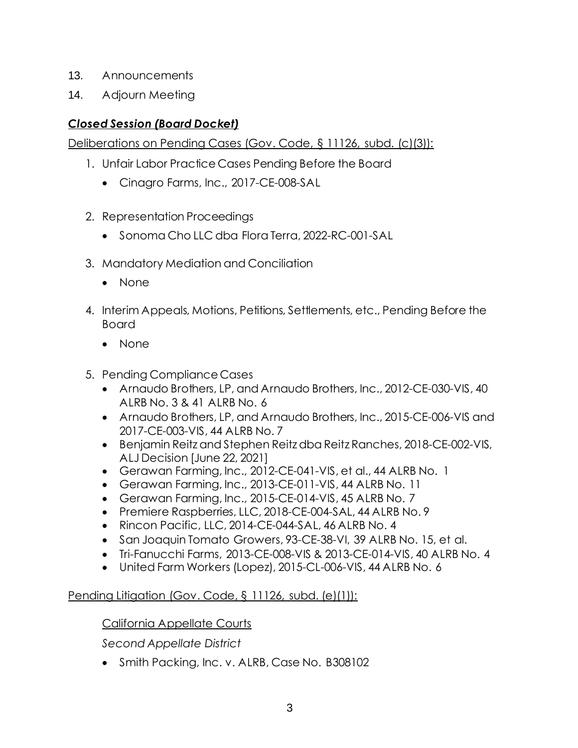13. Announcements
14. Adjourn Meeting

***Closed Session (Board Docket)***

Deliberations on Pending Cases (Gov. Code, § 11126, subd. (c)(3)):

1. Unfair Labor Practice Cases Pending Before the Board
   - Cinagro Farms, Inc., 2017-CE-008-SAL

2. Representation Proceedings
   - Sonoma Cho LLC dba Flora Terra, 2022-RC-001-SAL

3. Mandatory Mediation and Conciliation
   - None

4. Interim Appeals, Motions, Petitions, Settlements, etc., Pending Before the Board
   - None

5. Pending Compliance Cases
   - Arnaudo Brothers, LP, and Arnaudo Brothers, Inc., 2012-CE-030-VIS, 40 ALRB No. 3 & 41 ALRB No. 6
   - Arnaudo Brothers, LP, and Arnaudo Brothers, Inc., 2015-CE-006-VIS and 2017-CE-003-VIS, 44 ALRB No. 7
   - Benjamin Reitz and Stephen Reitz dba Reitz Ranches, 2018-CE-002-VIS, ALJ Decision [June 22, 2021]
   - Gerawan Farming, Inc., 2012-CE-041-VIS, et al., 44 ALRB No. 1
   - Gerawan Farming, Inc., 2013-CE-011-VIS, 44 ALRB No. 11
   - Gerawan Farming, Inc., 2015-CE-014-VIS, 45 ALRB No. 7
   - Premiere Raspberries, LLC, 2018-CE-004-SAL, 44 ALRB No. 9
   - Rincon Pacific, LLC, 2014-CE-044-SAL, 46 ALRB No. 4
   - San Joaquin Tomato Growers, 93-CE-38-VI, 39 ALRB No. 15, et al.
   - Tri-Fanucchi Farms, 2013-CE-008-VIS & 2013-CE-014-VIS, 40 ALRB No. 4
   - United Farm Workers (Lopez), 2015-CL-006-VIS, 44 ALRB No. 6

Pending Litigation (Gov. Code, § 11126, subd. (e)(1)):

California Appellate Courts

*Second Appellate District*

- Smith Packing, Inc. v. ALRB, Case No. B308102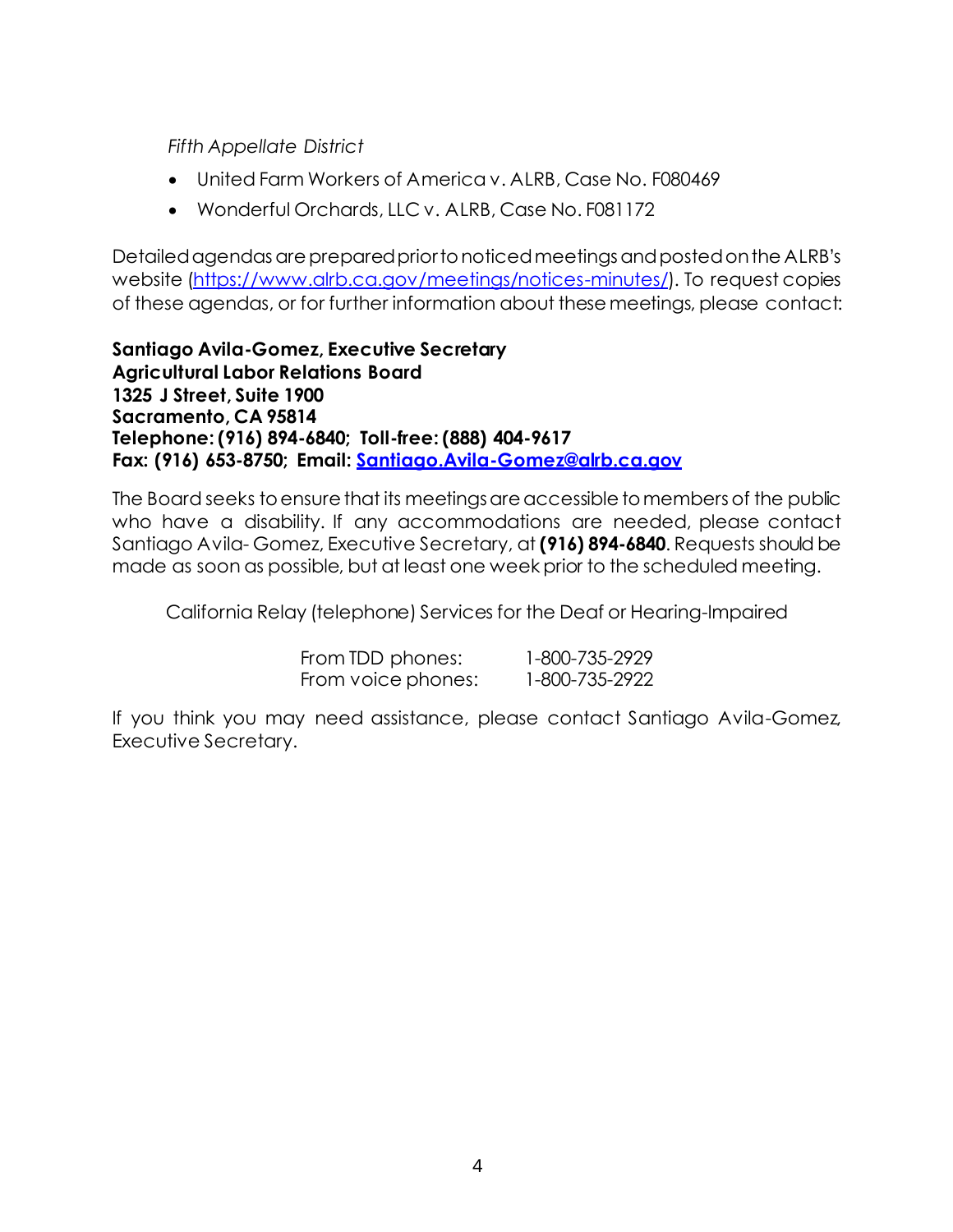*Fifth Appellate District*

- United Farm Workers of America v. ALRB, Case No. F080469
- Wonderful Orchards, LLC v. ALRB, Case No. F081172

Detailed agendas are prepared prior to noticed meetings and posted on the ALRB's website (https://www.alrb.ca.gov/meetings/notices-minutes/). To request copies of these agendas, or for further information about these meetings, please contact:

**Santiago Avila-Gomez, Executive Secretary**
**Agricultural Labor Relations Board**
**1325 J Street, Suite 1900**
**Sacramento, CA 95814**
**Telephone: (916) 894-6840; Toll-free: (888) 404-9617**
**Fax: (916) 653-8750; Email: Santiago.Avila-Gomez@alrb.ca.gov**

The Board seeks to ensure that its meetings are accessible to members of the public who have a disability. If any accommodations are needed, please contact Santiago Avila- Gomez, Executive Secretary, at **(916) 894-6840**. Requests should be made as soon as possible, but at least one week prior to the scheduled meeting.

California Relay (telephone) Services for the Deaf or Hearing-Impaired

| | |
|---|---|
| From TDD phones: | 1-800-735-2929 |
| From voice phones: | 1-800-735-2922 |

If you think you may need assistance, please contact Santiago Avila-Gomez, Executive Secretary.